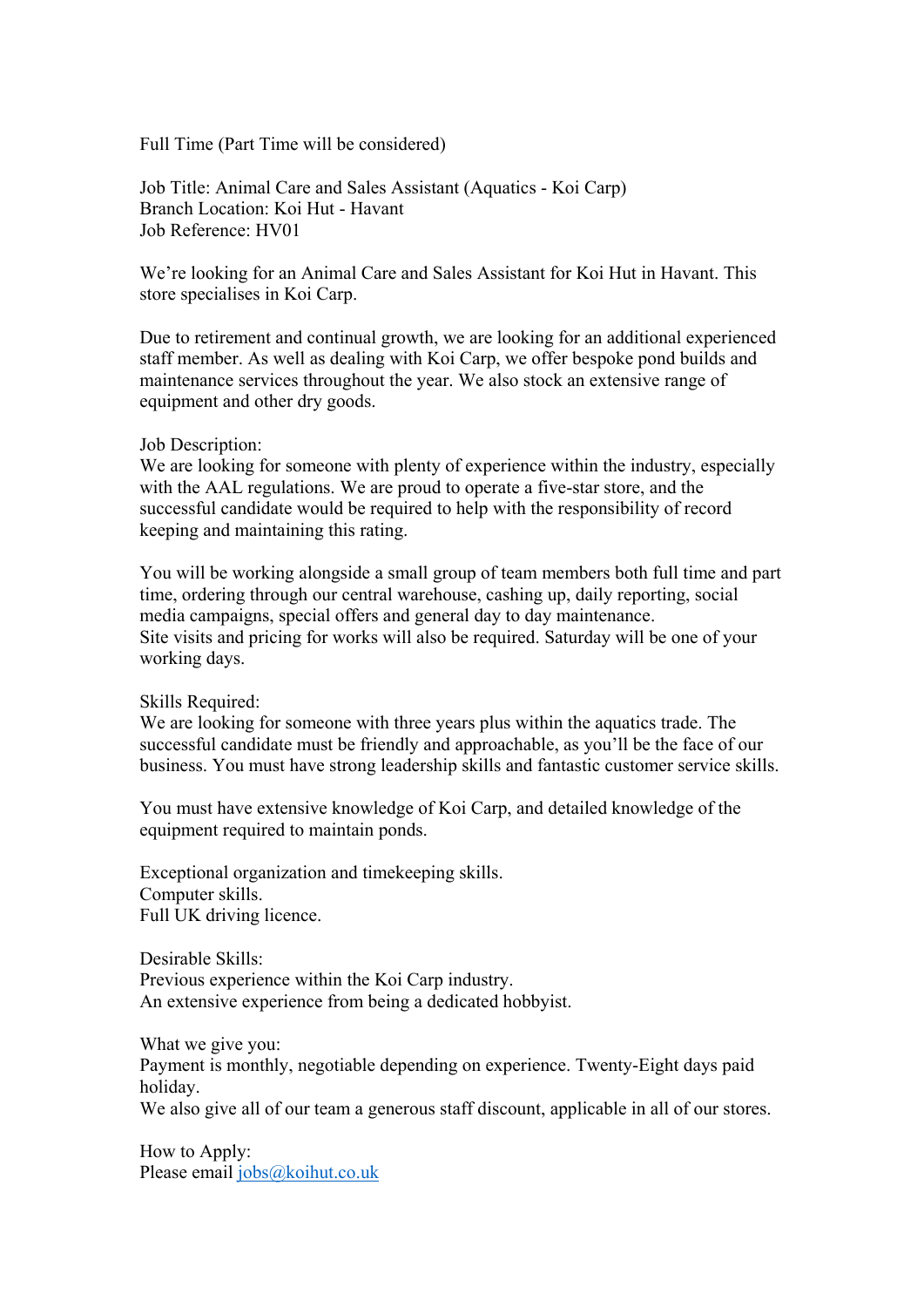Full Time (Part Time will be considered)

Job Title: Animal Care and Sales Assistant (Aquatics - Koi Carp)
Branch Location: Koi Hut - Havant
Job Reference: HV01

We're looking for an Animal Care and Sales Assistant for Koi Hut in Havant. This store specialises in Koi Carp.

Due to retirement and continual growth, we are looking for an additional experienced staff member. As well as dealing with Koi Carp, we offer bespoke pond builds and maintenance services throughout the year. We also stock an extensive range of equipment and other dry goods.

Job Description:
We are looking for someone with plenty of experience within the industry, especially with the AAL regulations. We are proud to operate a five-star store, and the successful candidate would be required to help with the responsibility of record keeping and maintaining this rating.

You will be working alongside a small group of team members both full time and part time, ordering through our central warehouse, cashing up, daily reporting, social media campaigns, special offers and general day to day maintenance.
Site visits and pricing for works will also be required. Saturday will be one of your working days.

Skills Required:
We are looking for someone with three years plus within the aquatics trade. The successful candidate must be friendly and approachable, as you'll be the face of our business. You must have strong leadership skills and fantastic customer service skills.

You must have extensive knowledge of Koi Carp, and detailed knowledge of the equipment required to maintain ponds.

Exceptional organization and timekeeping skills.
Computer skills.
Full UK driving licence.

Desirable Skills:
Previous experience within the Koi Carp industry.
An extensive experience from being a dedicated hobbyist.

What we give you:
Payment is monthly, negotiable depending on experience. Twenty-Eight days paid holiday.
We also give all of our team a generous staff discount, applicable in all of our stores.

How to Apply:
Please email jobs@koihut.co.uk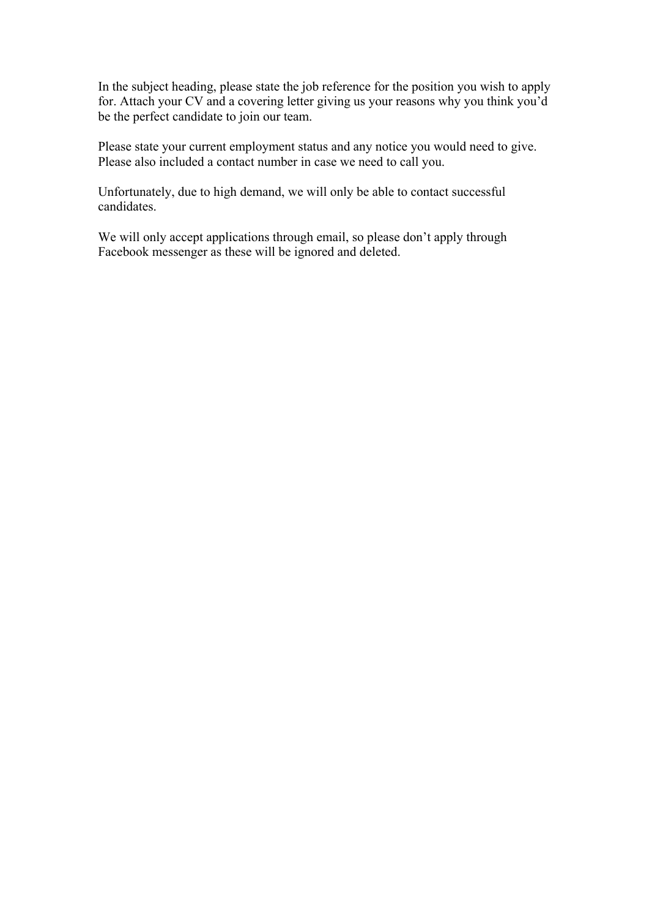In the subject heading, please state the job reference for the position you wish to apply for. Attach your CV and a covering letter giving us your reasons why you think you'd be the perfect candidate to join our team.

Please state your current employment status and any notice you would need to give. Please also included a contact number in case we need to call you.

Unfortunately, due to high demand, we will only be able to contact successful candidates.

We will only accept applications through email, so please don't apply through Facebook messenger as these will be ignored and deleted.